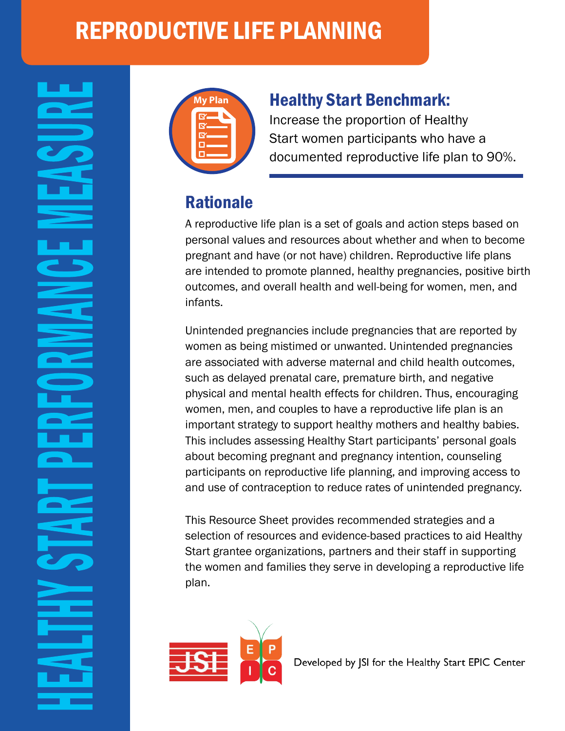# REPRODUCTIVE LIFE PLANNING

HEALTHY START PERFORMANCE MEASURE

## Healthy Start Benchmark:

Increase the proportion of Healthy Start women participants who have a documented reproductive life plan to 90%.

## Rationale

A reproductive life plan is a set of goals and action steps based on personal values and resources about whether and when to become pregnant and have (or not have) children. Reproductive life plans are intended to promote planned, healthy pregnancies, positive birth outcomes, and overall health and well-being for women, men, and infants.

Unintended pregnancies include pregnancies that are reported by women as being mistimed or unwanted. Unintended pregnancies are associated with adverse maternal and child health outcomes, such as delayed prenatal care, premature birth, and negative physical and mental health effects for children. Thus, encouraging women, men, and couples to have a reproductive life plan is an important strategy to support healthy mothers and healthy babies. This includes assessing Healthy Start participants' personal goals about becoming pregnant and pregnancy intention, counseling participants on reproductive life planning, and improving access to and use of contraception to reduce rates of unintended pregnancy.

This Resource Sheet provides recommended strategies and a selection of resources and evidence-based practices to aid Healthy Start grantee organizations, partners and their staff in supporting the women and families they serve in developing a reproductive life plan.

Developed by JSI for the Healthy Start EPIC Center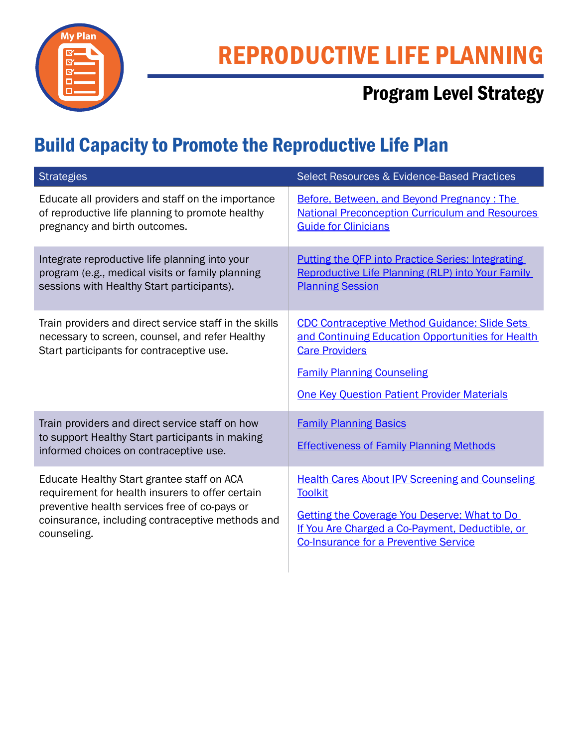# REPRODUCTIVE LIFE PLANNING

## Program Level Strategy

## Build Capacity to Promote the Reproductive Life Plan

| Strategies | Select Resources & Evidence-Based Practices |
| --- | --- |
| Educate all providers and staff on the importance of reproductive life planning to promote healthy pregnancy and birth outcomes. | Before, Between, and Beyond Pregnancy : The National Preconception Curriculum and Resources Guide for Clinicians |
| Integrate reproductive life planning into your program (e.g., medical visits or family planning sessions with Healthy Start participants). | Putting the QFP into Practice Series: Integrating Reproductive Life Planning (RLP) into Your Family Planning Session |
| Train providers and direct service staff in the skills necessary to screen, counsel, and refer Healthy Start participants for contraceptive use. | CDC Contraceptive Method Guidance: Slide Sets and Continuing Education Opportunities for Health Care Providers<br>Family Planning Counseling<br>One Key Question Patient Provider Materials |
| Train providers and direct service staff on how to support Healthy Start participants in making informed choices on contraceptive use. | Family Planning Basics<br>Effectiveness of Family Planning Methods |
| Educate Healthy Start grantee staff on ACA requirement for health insurers to offer certain preventive health services free of co-pays or coinsurance, including contraceptive methods and counseling. | Health Cares About IPV Screening and Counseling Toolkit<br>Getting the Coverage You Deserve: What to Do If You Are Charged a Co-Payment, Deductible, or Co-Insurance for a Preventive Service |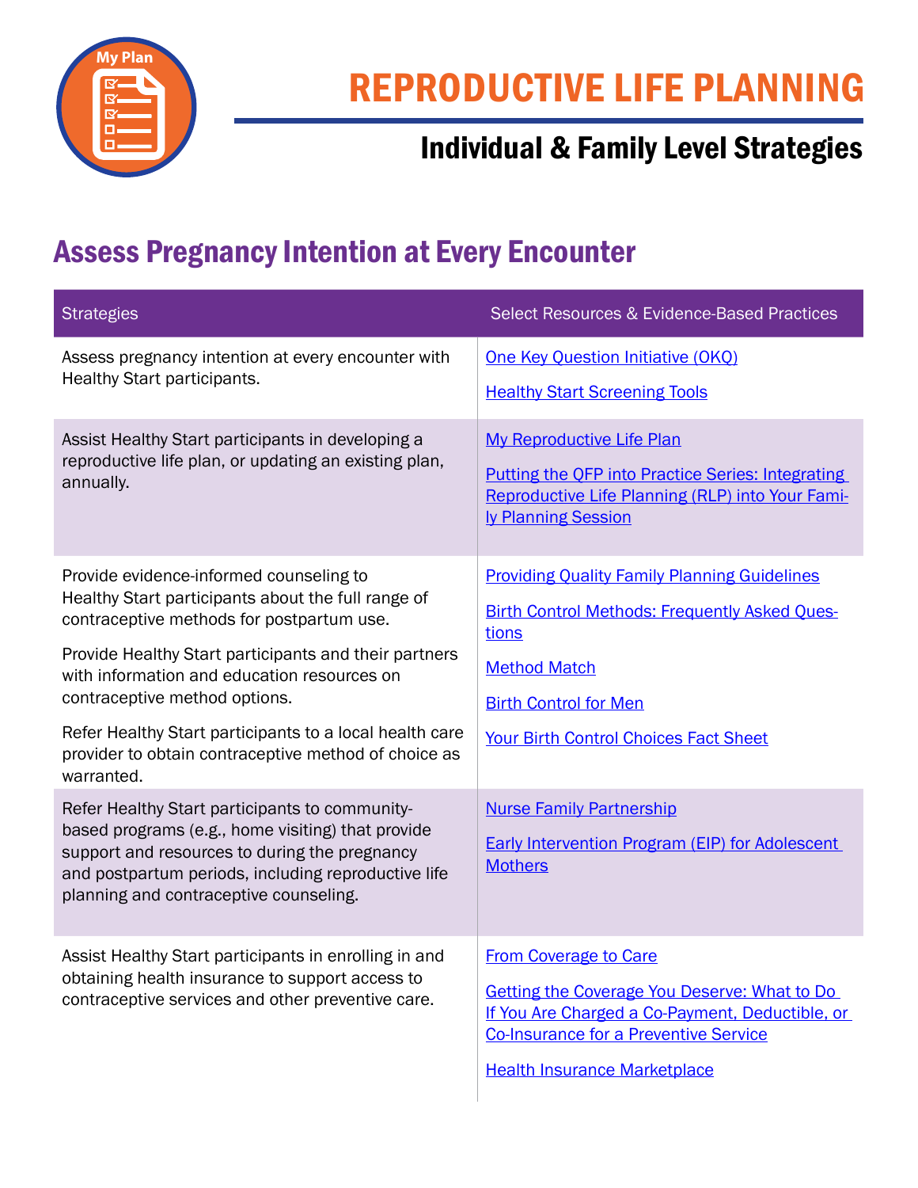# REPRODUCTIVE LIFE PLANNING

## Individual & Family Level Strategies

## Assess Pregnancy Intention at Every Encounter

| Strategies | Select Resources & Evidence-Based Practices |
|---|---|
| Assess pregnancy intention at every encounter with Healthy Start participants. | One Key Question Initiative (OKQ)<br><br>Healthy Start Screening Tools |
| Assist Healthy Start participants in developing a reproductive life plan, or updating an existing plan, annually. | My Reproductive Life Plan<br><br>Putting the QFP into Practice Series: Integrating Reproductive Life Planning (RLP) into Your Family Planning Session |
| Provide evidence-informed counseling to Healthy Start participants about the full range of contraceptive methods for postpartum use.<br><br>Provide Healthy Start participants and their partners with information and education resources on contraceptive method options.<br><br>Refer Healthy Start participants to a local health care provider to obtain contraceptive method of choice as warranted. | Providing Quality Family Planning Guidelines<br><br>Birth Control Methods: Frequently Asked Questions<br><br>Method Match<br><br>Birth Control for Men<br><br>Your Birth Control Choices Fact Sheet |
| Refer Healthy Start participants to community-based programs (e.g., home visiting) that provide support and resources to during the pregnancy and postpartum periods, including reproductive life planning and contraceptive counseling. | Nurse Family Partnership<br><br>Early Intervention Program (EIP) for Adolescent Mothers |
| Assist Healthy Start participants in enrolling in and obtaining health insurance to support access to contraceptive services and other preventive care. | From Coverage to Care<br><br>Getting the Coverage You Deserve: What to Do If You Are Charged a Co-Payment, Deductible, or Co-Insurance for a Preventive Service<br><br>Health Insurance Marketplace |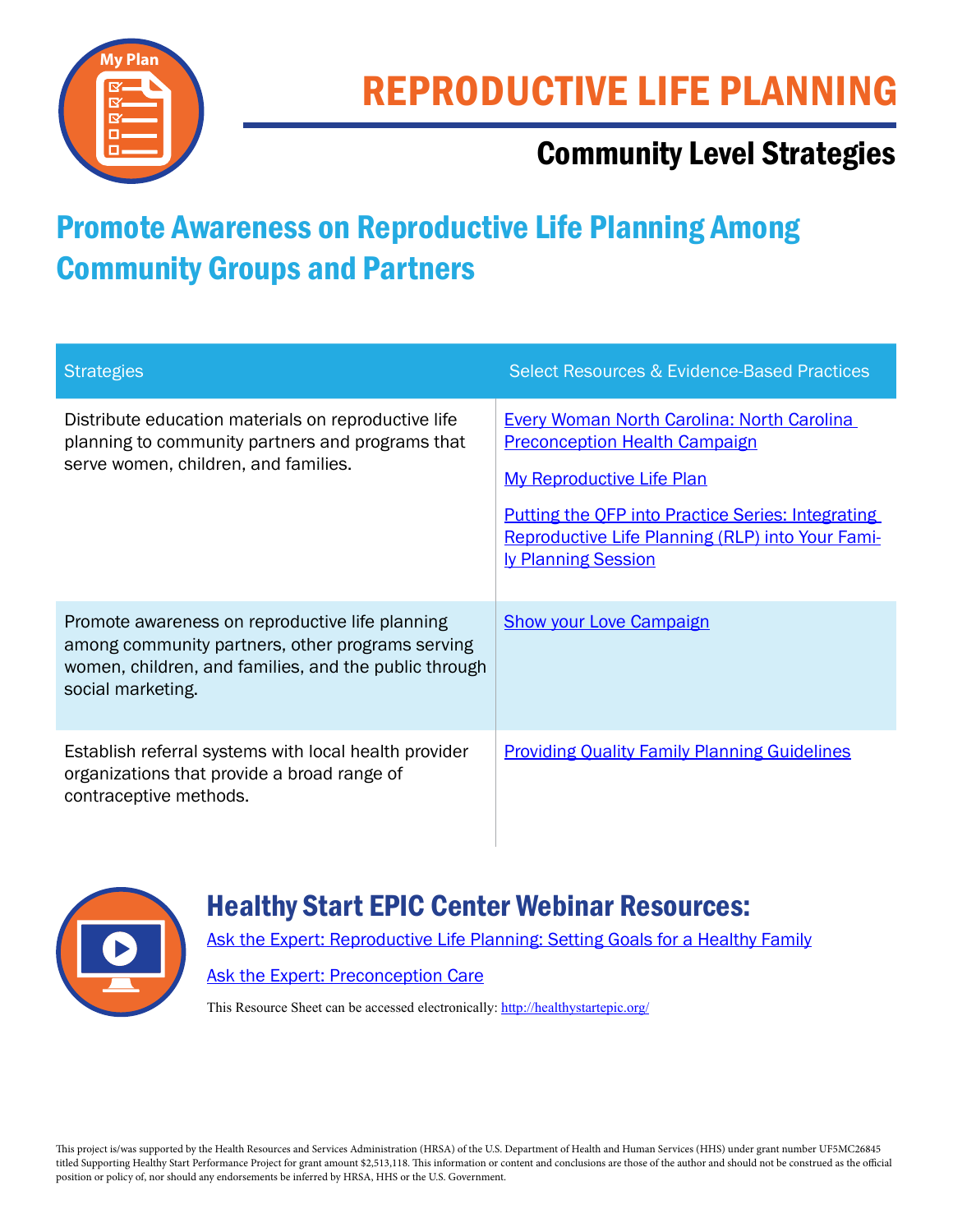My Plan

# REPRODUCTIVE LIFE PLANNING

## Community Level Strategies

## Promote Awareness on Reproductive Life Planning Among Community Groups and Partners

| Strategies | Select Resources & Evidence-Based Practices |
|---|---|
| Distribute education materials on reproductive life planning to community partners and programs that serve women, children, and families. | Every Woman North Carolina: North Carolina Preconception Health Campaign<br><br>My Reproductive Life Plan<br><br>Putting the QFP into Practice Series: Integrating Reproductive Life Planning (RLP) into Your Family Planning Session |
| Promote awareness on reproductive life planning among community partners, other programs serving women, children, and families, and the public through social marketing. | Show your Love Campaign |
| Establish referral systems with local health provider organizations that provide a broad range of contraceptive methods. | Providing Quality Family Planning Guidelines |

## Healthy Start EPIC Center Webinar Resources:

Ask the Expert: Reproductive Life Planning: Setting Goals for a Healthy Family

Ask the Expert: Preconception Care

This Resource Sheet can be accessed electronically: http://healthystartepic.org/

This project is/was supported by the Health Resources and Services Administration (HRSA) of the U.S. Department of Health and Human Services (HHS) under grant number UF5MC26845 titled Supporting Healthy Start Performance Project for grant amount $2,513,118. This information or content and conclusions are those of the author and should not be construed as the official position or policy of, nor should any endorsements be inferred by HRSA, HHS or the U.S. Government.